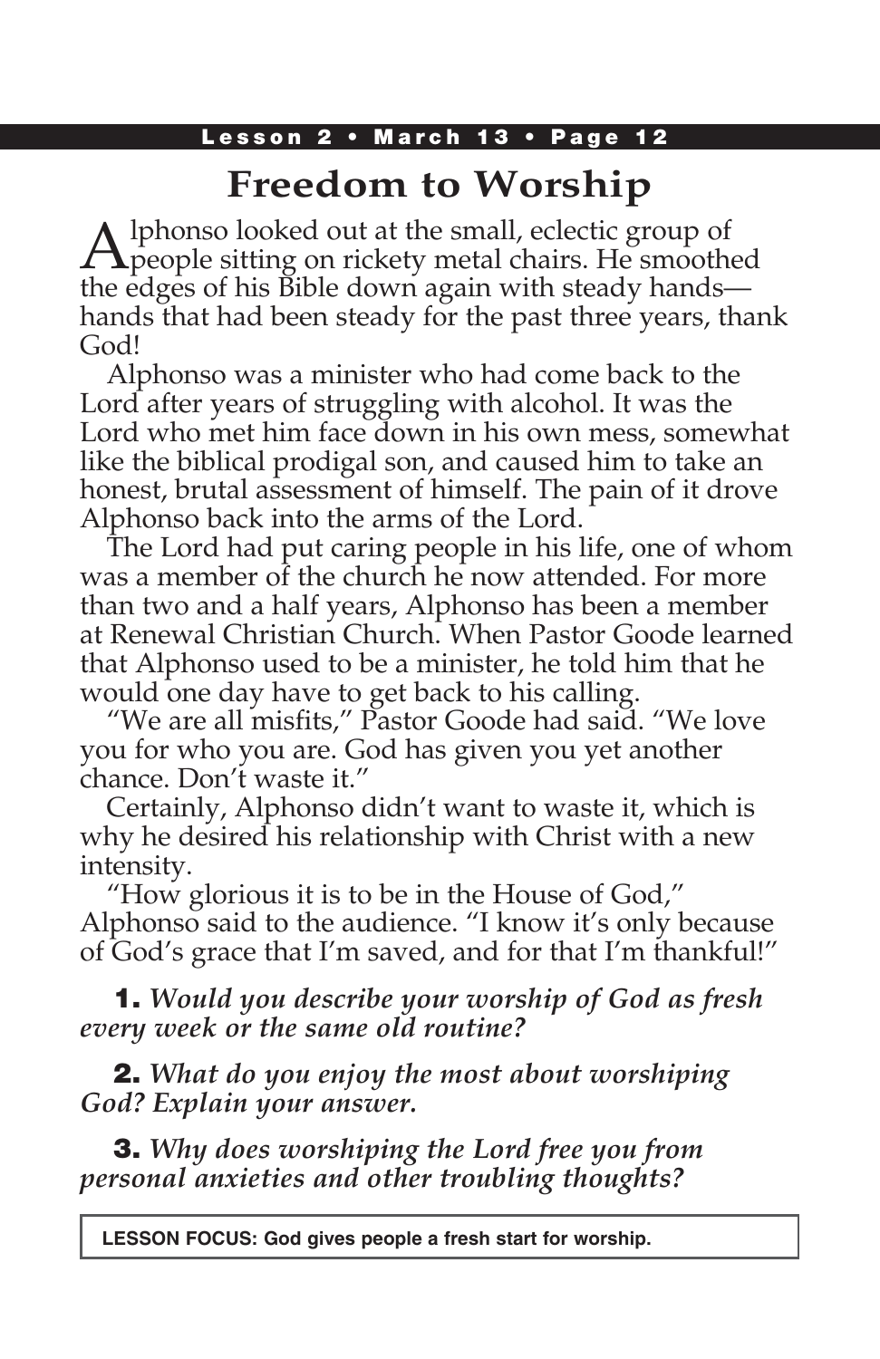# Freedom to Worship

Alphonso looked out at the small, eclectic group of people sitting on rickety metal chairs. He smoothed the edges of his Bible down again with steady hands—hands that had been steady for the past three years, thank God!

Alphonso was a minister who had come back to the Lord after years of struggling with alcohol. It was the Lord who met him face down in his own mess, somewhat like the biblical prodigal son, and caused him to take an honest, brutal assessment of himself. The pain of it drove Alphonso back into the arms of the Lord.

The Lord had put caring people in his life, one of whom was a member of the church he now attended. For more than two and a half years, Alphonso has been a member at Renewal Christian Church. When Pastor Goode learned that Alphonso used to be a minister, he told him that he would one day have to get back to his calling.

"We are all misfits," Pastor Goode had said. "We love you for who you are. God has given you yet another chance. Don't waste it."

Certainly, Alphonso didn't want to waste it, which is why he desired his relationship with Christ with a new intensity.

"How glorious it is to be in the House of God," Alphonso said to the audience. "I know it's only because of God's grace that I'm saved, and for that I'm thankful!"

**1.** *Would you describe your worship of God as fresh every week or the same old routine?*

**2.** *What do you enjoy the most about worshiping God? Explain your answer.*

**3.** *Why does worshiping the Lord free you from personal anxieties and other troubling thoughts?*

**LESSON FOCUS: God gives people a fresh start for worship.**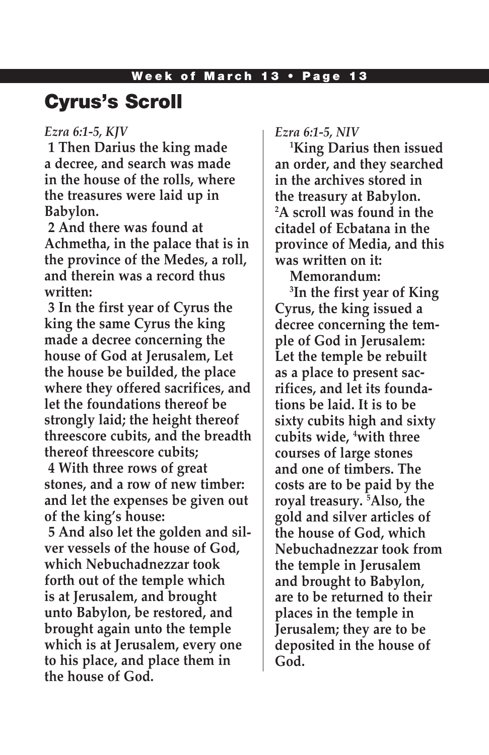# Cyrus's Scroll

*Ezra 6:1-5, KJV*

**1 Then Darius the king made a decree, and search was made in the house of the rolls, where the treasures were laid up in Babylon.**

**2 And there was found at Achmetha, in the palace that is in the province of the Medes, a roll, and therein was a record thus written:**

**3 In the first year of Cyrus the king the same Cyrus the king made a decree concerning the house of God at Jerusalem, Let the house be builded, the place where they offered sacrifices, and let the foundations thereof be strongly laid; the height thereof threescore cubits, and the breadth thereof threescore cubits;**

**4 With three rows of great stones, and a row of new timber: and let the expenses be given out of the king's house:**

**5 And also let the golden and silver vessels of the house of God, which Nebuchadnezzar took forth out of the temple which is at Jerusalem, and brought unto Babylon, be restored, and brought again unto the temple which is at Jerusalem, every one to his place, and place them in the house of God.**

*Ezra 6:1-5, NIV*

**[1]King Darius then issued an order, and they searched in the archives stored in the treasury at Babylon. [2]A scroll was found in the citadel of Ecbatana in the province of Media, and this was written on it:**

**Memorandum:**

**[3]In the first year of King Cyrus, the king issued a decree concerning the temple of God in Jerusalem: Let the temple be rebuilt as a place to present sacrifices, and let its foundations be laid. It is to be sixty cubits high and sixty cubits wide, [4]with three courses of large stones and one of timbers. The costs are to be paid by the royal treasury. [5]Also, the gold and silver articles of the house of God, which Nebuchadnezzar took from the temple in Jerusalem and brought to Babylon, are to be returned to their places in the temple in Jerusalem; they are to be deposited in the house of God.**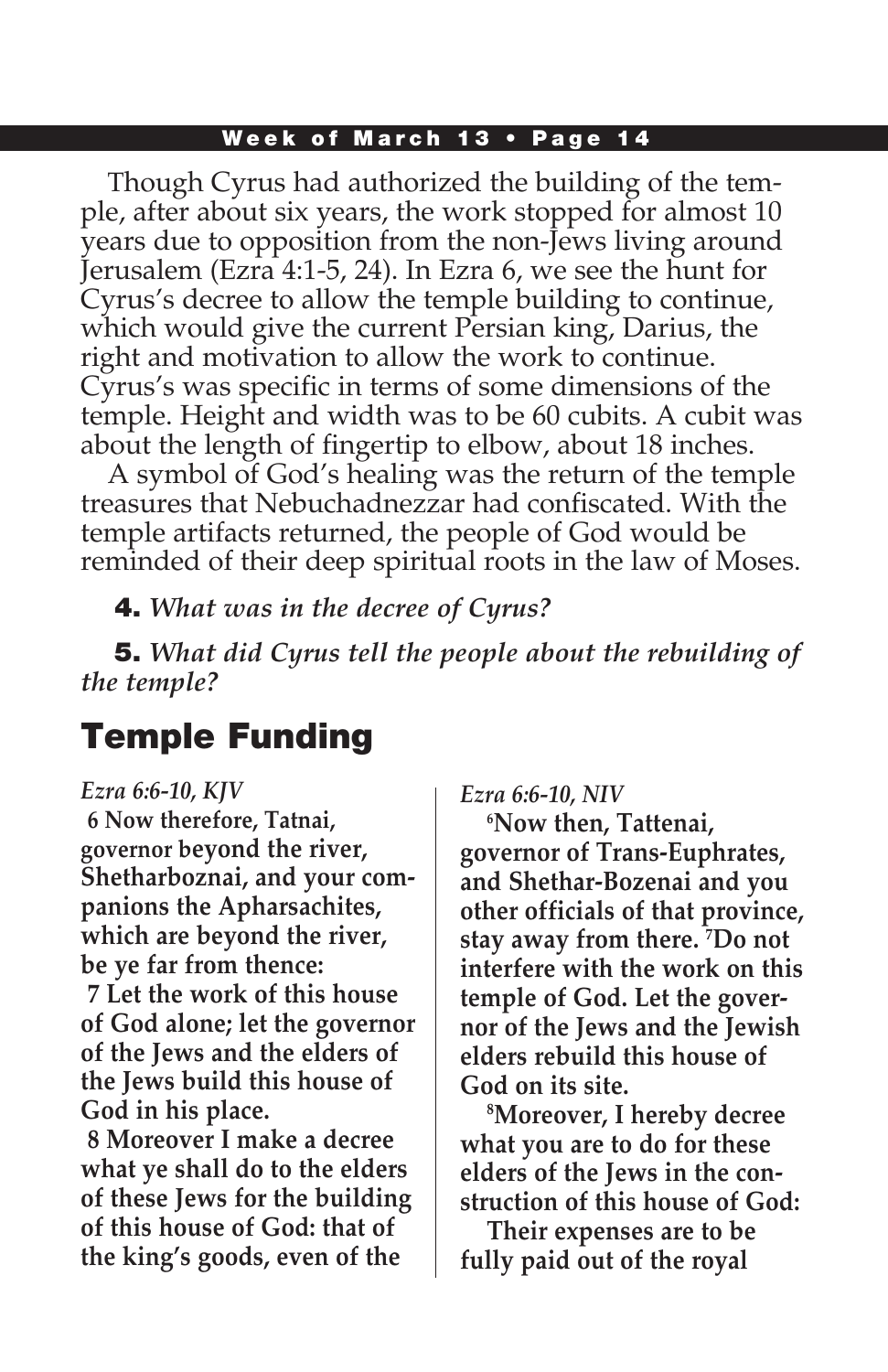Though Cyrus had authorized the building of the temple, after about six years, the work stopped for almost 10 years due to opposition from the non-Jews living around Jerusalem (Ezra 4:1-5, 24). In Ezra 6, we see the hunt for Cyrus's decree to allow the temple building to continue, which would give the current Persian king, Darius, the right and motivation to allow the work to continue. Cyrus's was specific in terms of some dimensions of the temple. Height and width was to be 60 cubits. A cubit was about the length of fingertip to elbow, about 18 inches.

A symbol of God's healing was the return of the temple treasures that Nebuchadnezzar had confiscated. With the temple artifacts returned, the people of God would be reminded of their deep spiritual roots in the law of Moses.

**4.** *What was in the decree of Cyrus?*

**5.** *What did Cyrus tell the people about the rebuilding of the temple?*

## Temple Funding

*Ezra 6:6-10, KJV*

**6 Now therefore, Tatnai, governor beyond the river, Shetharboznai, and your companions the Apharsachites, which are beyond the river, be ye far from thence:**

**7 Let the work of this house of God alone; let the governor of the Jews and the elders of the Jews build this house of God in his place.**

**8 Moreover I make a decree what ye shall do to the elders of these Jews for the building of this house of God: that of the king's goods, even of the**

*Ezra 6:6-10, NIV*

**6Now then, Tattenai, governor of Trans-Euphrates, and Shethar-Bozenai and you other officials of that province, stay away from there. 7Do not interfere with the work on this temple of God. Let the governor of the Jews and the Jewish elders rebuild this house of God on its site.**

**8Moreover, I hereby decree what you are to do for these elders of the Jews in the construction of this house of God:**

**Their expenses are to be fully paid out of the royal**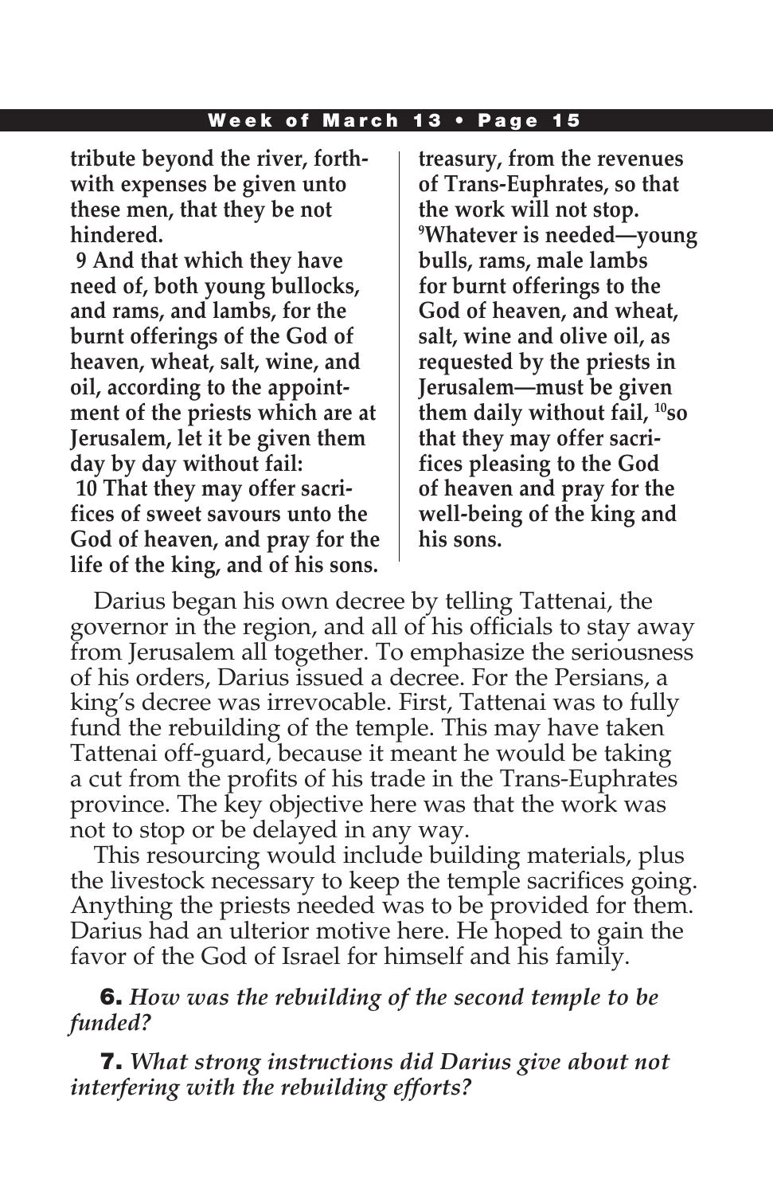| | |
|---|---|
| **tribute beyond the river, forthwith expenses be given unto these men, that they be not hindered.**<br>**9 And that which they have need of, both young bullocks, and rams, and lambs, for the burnt offerings of the God of heaven, wheat, salt, wine, and oil, according to the appointment of the priests which are at Jerusalem, let it be given them day by day without fail:**<br>**10 That they may offer sacrifices of sweet savours unto the God of heaven, and pray for the life of the king, and of his sons.** | **treasury, from the revenues of Trans-Euphrates, so that the work will not stop.**<br>**[9]Whatever is needed—young bulls, rams, male lambs for burnt offerings to the God of heaven, and wheat, salt, wine and olive oil, as requested by the priests in Jerusalem—must be given them daily without fail, [10]so that they may offer sacrifices pleasing to the God of heaven and pray for the well-being of the king and his sons.** |

Darius began his own decree by telling Tattenai, the governor in the region, and all of his officials to stay away from Jerusalem all together. To emphasize the seriousness of his orders, Darius issued a decree. For the Persians, a king's decree was irrevocable. First, Tattenai was to fully fund the rebuilding of the temple. This may have taken Tattenai off-guard, because it meant he would be taking a cut from the profits of his trade in the Trans-Euphrates province. The key objective here was that the work was not to stop or be delayed in any way.

This resourcing would include building materials, plus the livestock necessary to keep the temple sacrifices going. Anything the priests needed was to be provided for them. Darius had an ulterior motive here. He hoped to gain the favor of the God of Israel for himself and his family.

**6.** *How was the rebuilding of the second temple to be funded?*

**7.** *What strong instructions did Darius give about not interfering with the rebuilding efforts?*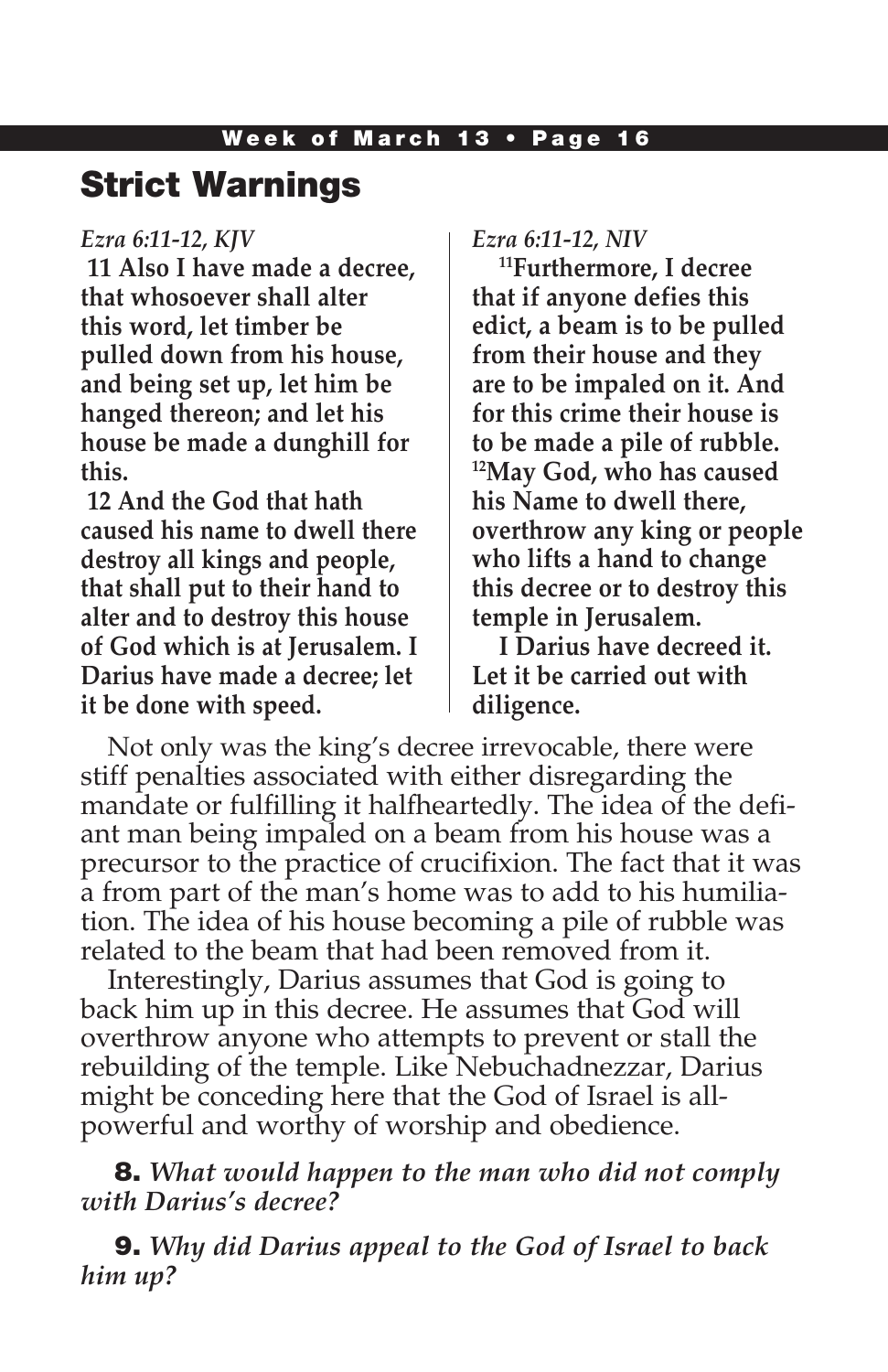## Strict Warnings

*Ezra 6:11-12, KJV*

**11 Also I have made a decree, that whosoever shall alter this word, let timber be pulled down from his house, and being set up, let him be hanged thereon; and let his house be made a dunghill for this.**

**12 And the God that hath caused his name to dwell there destroy all kings and people, that shall put to their hand to alter and to destroy this house of God which is at Jerusalem. I Darius have made a decree; let it be done with speed.**

*Ezra 6:11-12, NIV*

**[11]Furthermore, I decree that if anyone defies this edict, a beam is to be pulled from their house and they are to be impaled on it. And for this crime their house is to be made a pile of rubble. [12]May God, who has caused his Name to dwell there, overthrow any king or people who lifts a hand to change this decree or to destroy this temple in Jerusalem.**

**I Darius have decreed it. Let it be carried out with diligence.**

Not only was the king's decree irrevocable, there were stiff penalties associated with either disregarding the mandate or fulfilling it halfheartedly. The idea of the defiant man being impaled on a beam from his house was a precursor to the practice of crucifixion. The fact that it was a from part of the man's home was to add to his humiliation. The idea of his house becoming a pile of rubble was related to the beam that had been removed from it.

Interestingly, Darius assumes that God is going to back him up in this decree. He assumes that God will overthrow anyone who attempts to prevent or stall the rebuilding of the temple. Like Nebuchadnezzar, Darius might be conceding here that the God of Israel is all-powerful and worthy of worship and obedience.

**8.** *What would happen to the man who did not comply with Darius's decree?*

**9.** *Why did Darius appeal to the God of Israel to back him up?*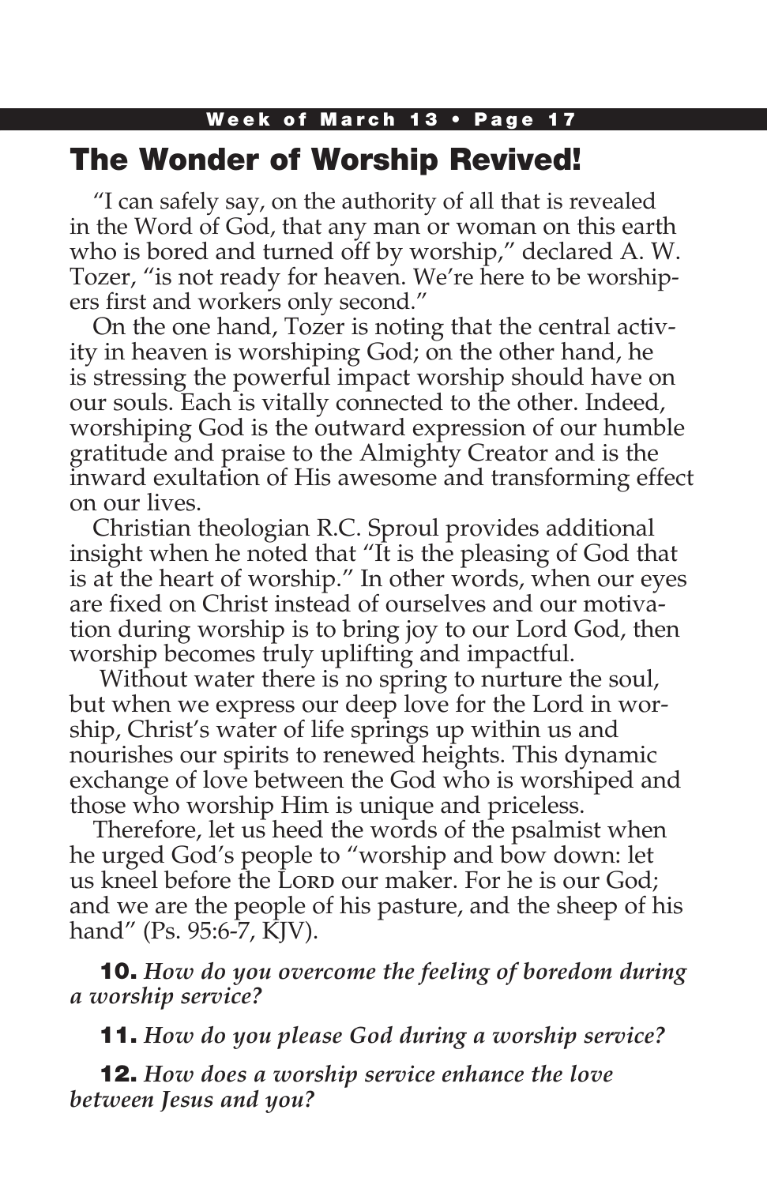# The Wonder of Worship Revived!

"I can safely say, on the authority of all that is revealed in the Word of God, that any man or woman on this earth who is bored and turned off by worship," declared A. W. Tozer, "is not ready for heaven. We're here to be worshipers first and workers only second."

On the one hand, Tozer is noting that the central activity in heaven is worshiping God; on the other hand, he is stressing the powerful impact worship should have on our souls. Each is vitally connected to the other. Indeed, worshiping God is the outward expression of our humble gratitude and praise to the Almighty Creator and is the inward exultation of His awesome and transforming effect on our lives.

Christian theologian R.C. Sproul provides additional insight when he noted that "It is the pleasing of God that is at the heart of worship." In other words, when our eyes are fixed on Christ instead of ourselves and our motivation during worship is to bring joy to our Lord God, then worship becomes truly uplifting and impactful.

Without water there is no spring to nurture the soul, but when we express our deep love for the Lord in worship, Christ's water of life springs up within us and nourishes our spirits to renewed heights. This dynamic exchange of love between the God who is worshiped and those who worship Him is unique and priceless.

Therefore, let us heed the words of the psalmist when he urged God's people to "worship and bow down: let us kneel before the LORD our maker. For he is our God; and we are the people of his pasture, and the sheep of his hand" (Ps. 95:6-7, KJV).

**10.** *How do you overcome the feeling of boredom during a worship service?*

**11.** *How do you please God during a worship service?*

**12.** *How does a worship service enhance the love between Jesus and you?*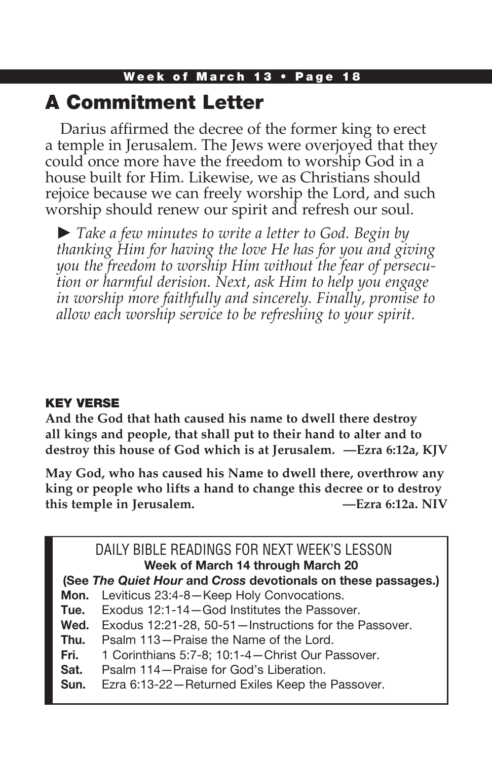## A Commitment Letter

Darius affirmed the decree of the former king to erect a temple in Jerusalem. The Jews were overjoyed that they could once more have the freedom to worship God in a house built for Him. Likewise, we as Christians should rejoice because we can freely worship the Lord, and such worship should renew our spirit and refresh our soul.

► *Take a few minutes to write a letter to God. Begin by thanking Him for having the love He has for you and giving you the freedom to worship Him without the fear of persecution or harmful derision. Next, ask Him to help you engage in worship more faithfully and sincerely. Finally, promise to allow each worship service to be refreshing to your spirit.*

#### KEY VERSE

**And the God that hath caused his name to dwell there destroy all kings and people, that shall put to their hand to alter and to destroy this house of God which is at Jerusalem. —Ezra 6:12a, KJV**

**May God, who has caused his Name to dwell there, overthrow any king or people who lifts a hand to change this decree or to destroy this temple in Jerusalem. —Ezra 6:12a. NIV**

DAILY BIBLE READINGS FOR NEXT WEEK'S LESSON

**Week of March 14 through March 20**

**(See *The Quiet Hour* and *Cross* devotionals on these passages.)**

**Mon.** Leviticus 23:4-8—Keep Holy Convocations.
**Tue.** Exodus 12:1-14—God Institutes the Passover.
**Wed.** Exodus 12:21-28, 50-51—Instructions for the Passover.
**Thu.** Psalm 113—Praise the Name of the Lord.
**Fri.** 1 Corinthians 5:7-8; 10:1-4—Christ Our Passover.
**Sat.** Psalm 114—Praise for God's Liberation.
**Sun.** Ezra 6:13-22—Returned Exiles Keep the Passover.